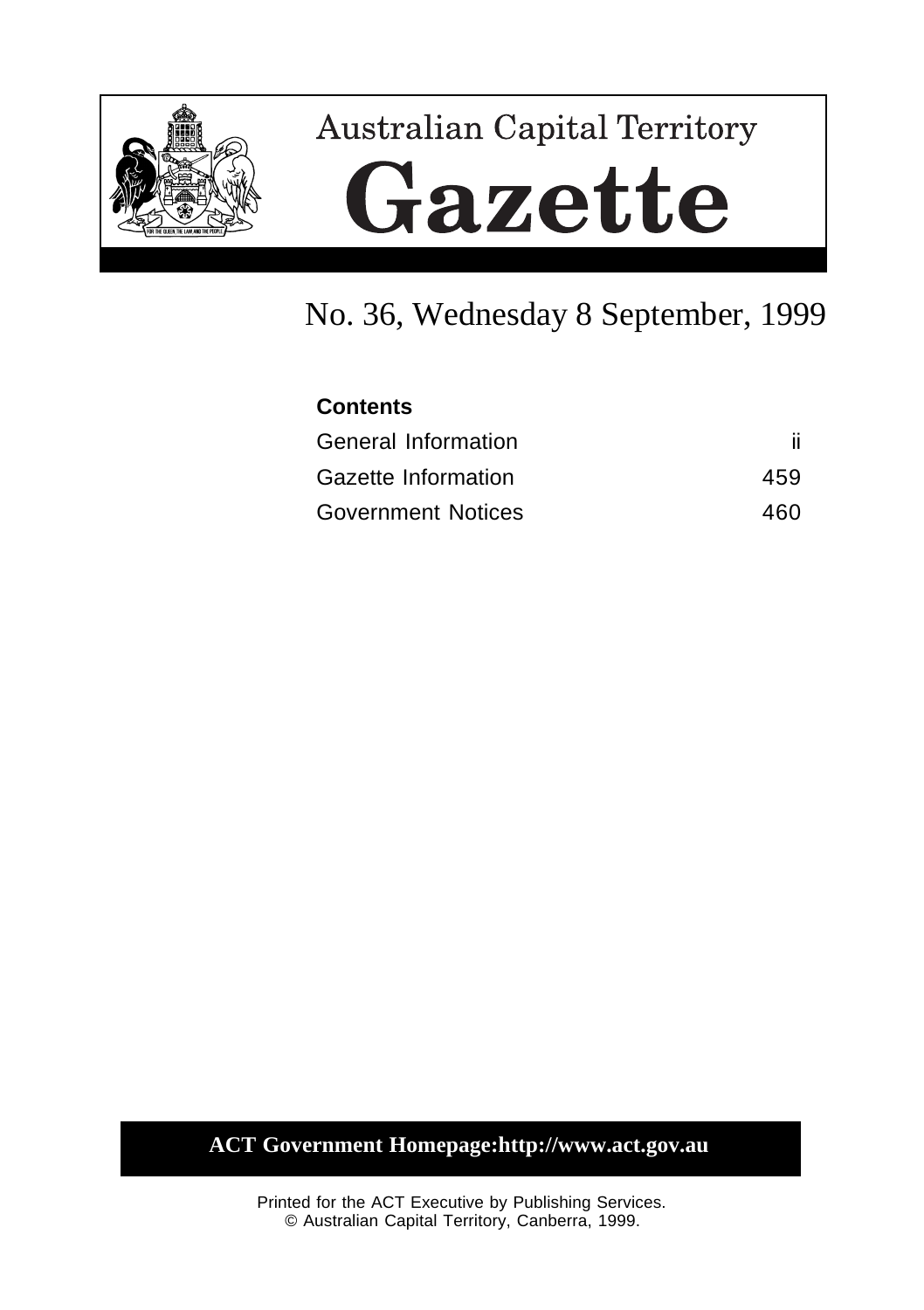# Australian Capital Territory

# Gazette

## No. 36, Wednesday 8 September, 1999

**Contents**

| | |
|---|---|
| General Information | ii |
| Gazette Information | 459 |
| Government Notices | 460 |

**ACT Government Homepage:http://www.act.gov.au**

Printed for the ACT Executive by Publishing Services.
© Australian Capital Territory, Canberra, 1999.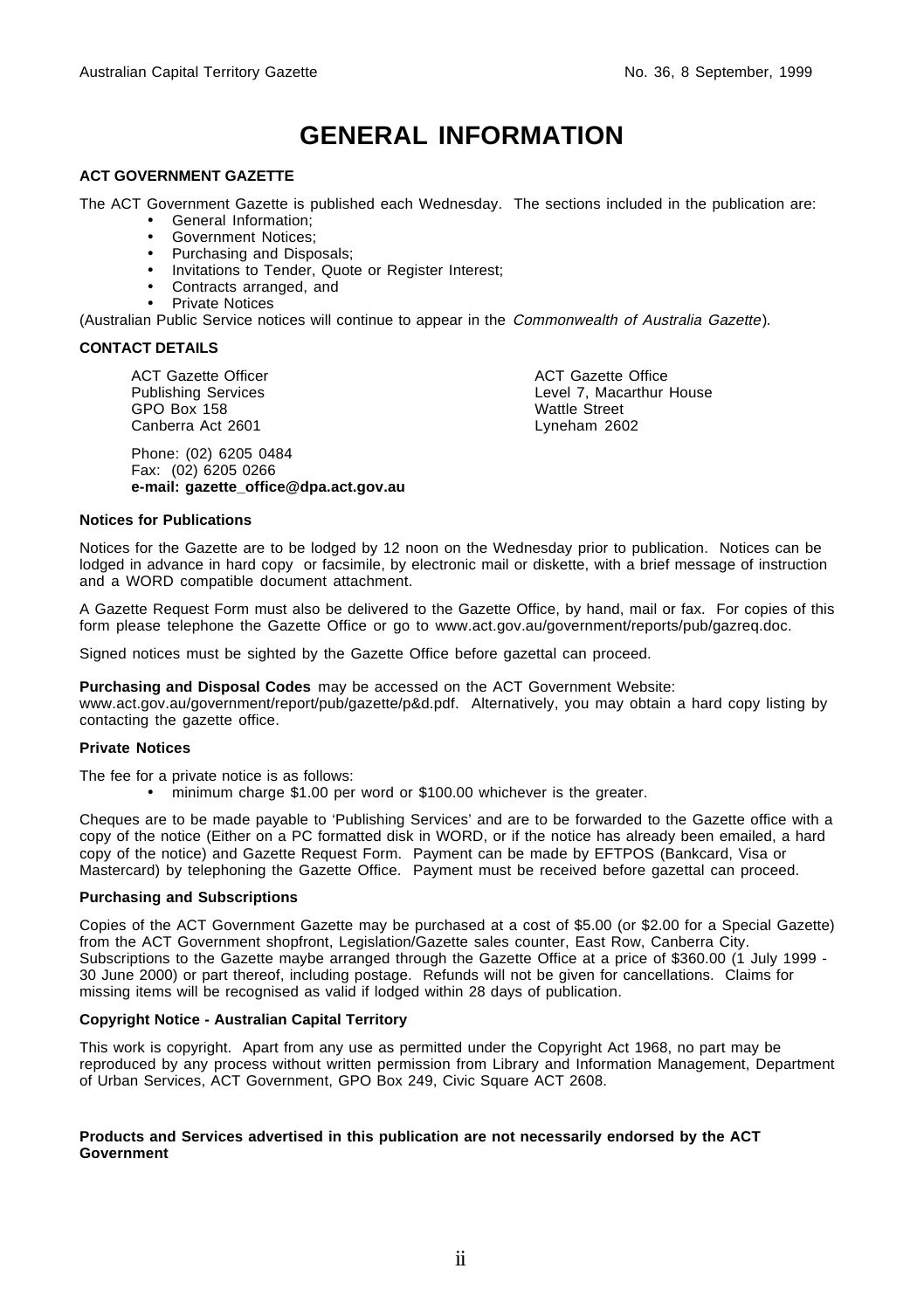# GENERAL INFORMATION

**ACT GOVERNMENT GAZETTE**

The ACT Government Gazette is published each Wednesday. The sections included in the publication are:

- General Information;
- Government Notices;
- Purchasing and Disposals;
- Invitations to Tender, Quote or Register Interest;
- Contracts arranged, and
- Private Notices

(Australian Public Service notices will continue to appear in the *Commonwealth of Australia Gazette*).

**CONTACT DETAILS**

ACT Gazette Officer
Publishing Services
GPO Box 158
Canberra Act 2601

ACT Gazette Office
Level 7, Macarthur House
Wattle Street
Lyneham 2602

Phone: (02) 6205 0484
Fax: (02) 6205 0266
**e-mail: gazette_office@dpa.act.gov.au**

**Notices for Publications**

Notices for the Gazette are to be lodged by 12 noon on the Wednesday prior to publication. Notices can be lodged in advance in hard copy or facsimile, by electronic mail or diskette, with a brief message of instruction and a WORD compatible document attachment.

A Gazette Request Form must also be delivered to the Gazette Office, by hand, mail or fax. For copies of this form please telephone the Gazette Office or go to www.act.gov.au/government/reports/pub/gazreq.doc.

Signed notices must be sighted by the Gazette Office before gazettal can proceed.

**Purchasing and Disposal Codes** may be accessed on the ACT Government Website: www.act.gov.au/government/report/pub/gazette/p&d.pdf. Alternatively, you may obtain a hard copy listing by contacting the gazette office.

**Private Notices**

The fee for a private notice is as follows:

- minimum charge $1.00 per word or $100.00 whichever is the greater.

Cheques are to be made payable to 'Publishing Services' and are to be forwarded to the Gazette office with a copy of the notice (Either on a PC formatted disk in WORD, or if the notice has already been emailed, a hard copy of the notice) and Gazette Request Form. Payment can be made by EFTPOS (Bankcard, Visa or Mastercard) by telephoning the Gazette Office. Payment must be received before gazettal can proceed.

**Purchasing and Subscriptions**

Copies of the ACT Government Gazette may be purchased at a cost of $5.00 (or $2.00 for a Special Gazette) from the ACT Government shopfront, Legislation/Gazette sales counter, East Row, Canberra City. Subscriptions to the Gazette maybe arranged through the Gazette Office at a price of $360.00 (1 July 1999 - 30 June 2000) or part thereof, including postage. Refunds will not be given for cancellations. Claims for missing items will be recognised as valid if lodged within 28 days of publication.

**Copyright Notice - Australian Capital Territory**

This work is copyright. Apart from any use as permitted under the Copyright Act 1968, no part may be reproduced by any process without written permission from Library and Information Management, Department of Urban Services, ACT Government, GPO Box 249, Civic Square ACT 2608.

**Products and Services advertised in this publication are not necessarily endorsed by the ACT Government**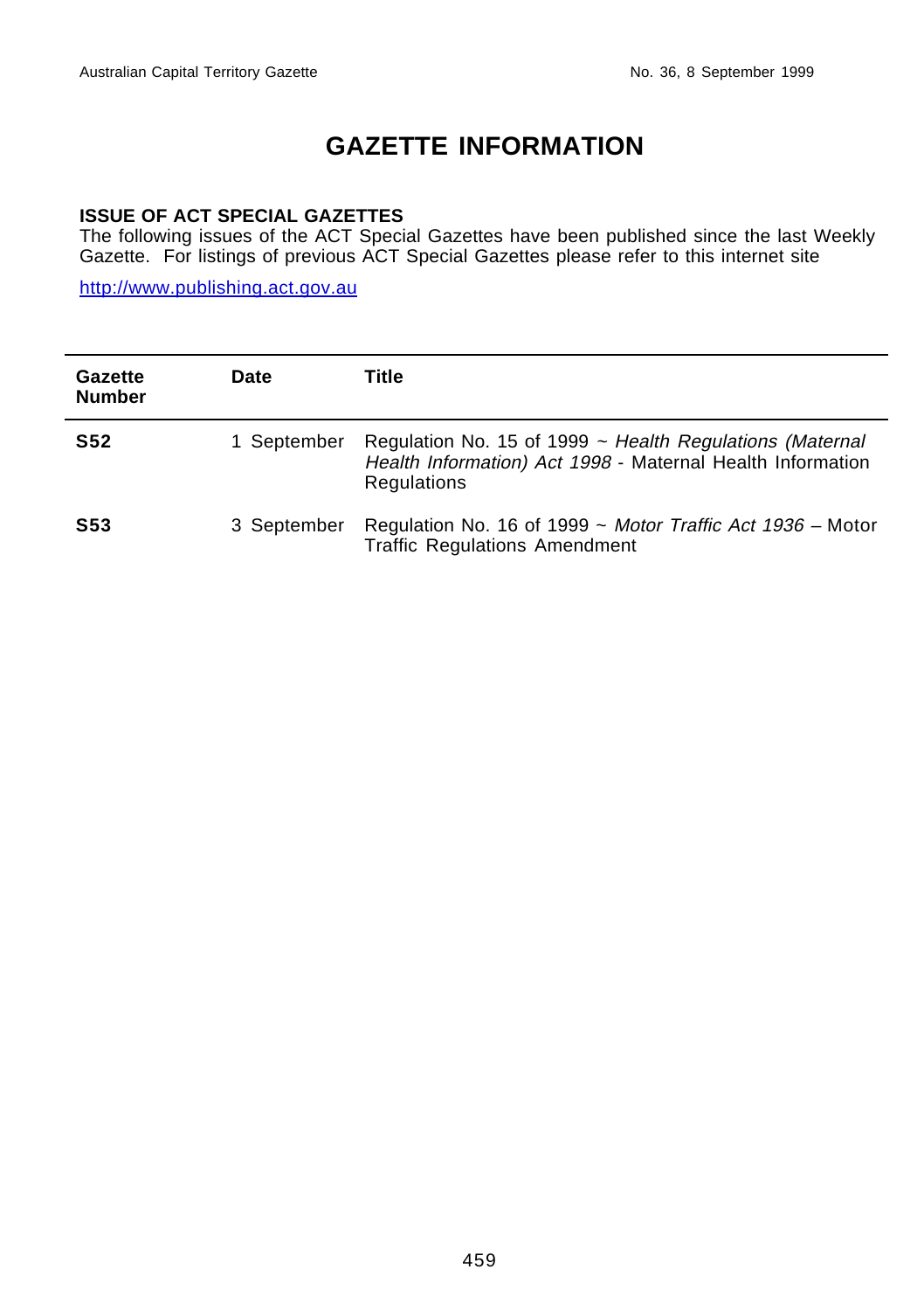# GAZETTE INFORMATION

**ISSUE OF ACT SPECIAL GAZETTES**

The following issues of the ACT Special Gazettes have been published since the last Weekly Gazette. For listings of previous ACT Special Gazettes please refer to this internet site

http://www.publishing.act.gov.au

| Gazette Number | Date | Title |
|---|---|---|
| **S52** | 1 September | Regulation No. 15 of 1999 ~ *Health Regulations (Maternal Health Information) Act 1998* - Maternal Health Information Regulations |
| **S53** | 3 September | Regulation No. 16 of 1999 ~ *Motor Traffic Act 1936* – Motor Traffic Regulations Amendment |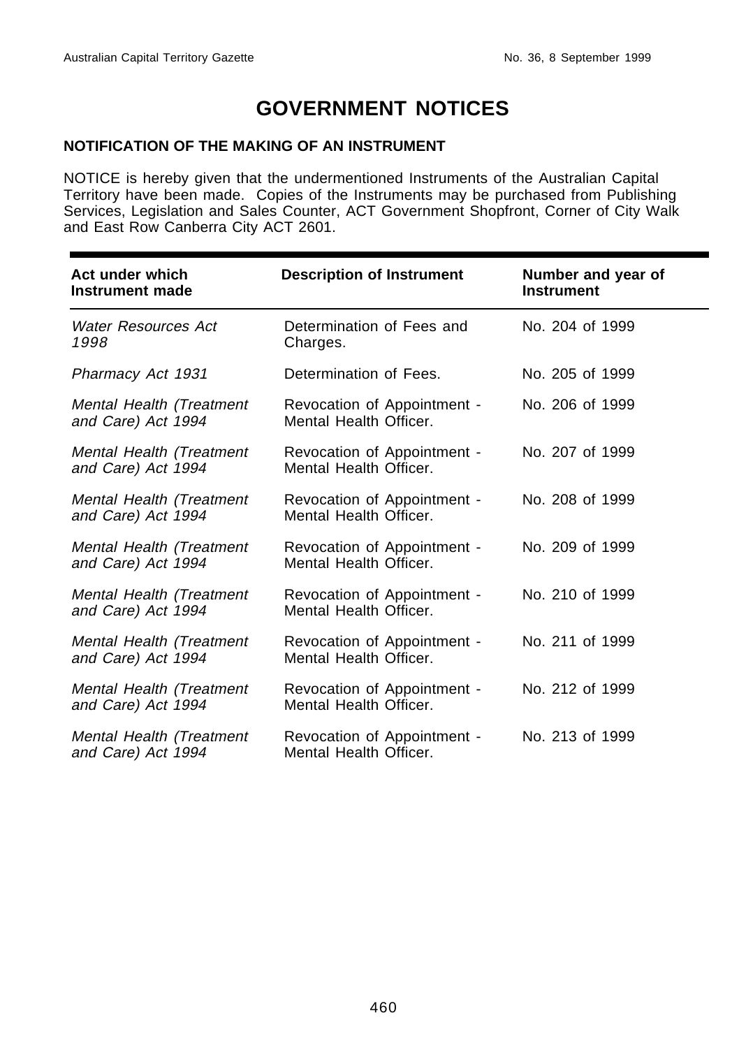# GOVERNMENT NOTICES

**NOTIFICATION OF THE MAKING OF AN INSTRUMENT**

NOTICE is hereby given that the undermentioned Instruments of the Australian Capital Territory have been made. Copies of the Instruments may be purchased from Publishing Services, Legislation and Sales Counter, ACT Government Shopfront, Corner of City Walk and East Row Canberra City ACT 2601.

| Act under which Instrument made | Description of Instrument | Number and year of Instrument |
|---|---|---|
| *Water Resources Act 1998* | Determination of Fees and Charges. | No. 204 of 1999 |
| *Pharmacy Act 1931* | Determination of Fees. | No. 205 of 1999 |
| *Mental Health (Treatment and Care) Act 1994* | Revocation of Appointment - Mental Health Officer. | No. 206 of 1999 |
| *Mental Health (Treatment and Care) Act 1994* | Revocation of Appointment - Mental Health Officer. | No. 207 of 1999 |
| *Mental Health (Treatment and Care) Act 1994* | Revocation of Appointment - Mental Health Officer. | No. 208 of 1999 |
| *Mental Health (Treatment and Care) Act 1994* | Revocation of Appointment - Mental Health Officer. | No. 209 of 1999 |
| *Mental Health (Treatment and Care) Act 1994* | Revocation of Appointment - Mental Health Officer. | No. 210 of 1999 |
| *Mental Health (Treatment and Care) Act 1994* | Revocation of Appointment - Mental Health Officer. | No. 211 of 1999 |
| *Mental Health (Treatment and Care) Act 1994* | Revocation of Appointment - Mental Health Officer. | No. 212 of 1999 |
| *Mental Health (Treatment and Care) Act 1994* | Revocation of Appointment - Mental Health Officer. | No. 213 of 1999 |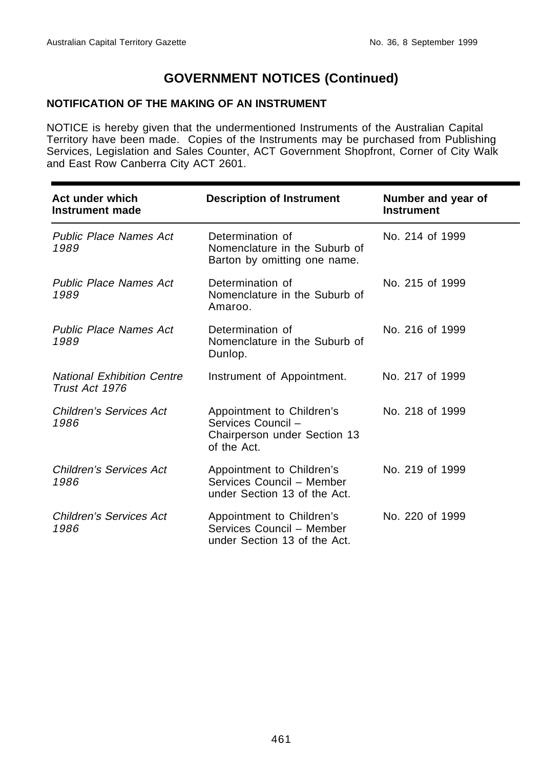## GOVERNMENT NOTICES (Continued)

### NOTIFICATION OF THE MAKING OF AN INSTRUMENT

NOTICE is hereby given that the undermentioned Instruments of the Australian Capital Territory have been made. Copies of the Instruments may be purchased from Publishing Services, Legislation and Sales Counter, ACT Government Shopfront, Corner of City Walk and East Row Canberra City ACT 2601.

| Act under which Instrument made | Description of Instrument | Number and year of Instrument |
|---|---|---|
| *Public Place Names Act 1989* | Determination of Nomenclature in the Suburb of Barton by omitting one name. | No. 214 of 1999 |
| *Public Place Names Act 1989* | Determination of Nomenclature in the Suburb of Amaroo. | No. 215 of 1999 |
| *Public Place Names Act 1989* | Determination of Nomenclature in the Suburb of Dunlop. | No. 216 of 1999 |
| *National Exhibition Centre Trust Act 1976* | Instrument of Appointment. | No. 217 of 1999 |
| *Children's Services Act 1986* | Appointment to Children's Services Council – Chairperson under Section 13 of the Act. | No. 218 of 1999 |
| *Children's Services Act 1986* | Appointment to Children's Services Council – Member under Section 13 of the Act. | No. 219 of 1999 |
| *Children's Services Act 1986* | Appointment to Children's Services Council – Member under Section 13 of the Act. | No. 220 of 1999 |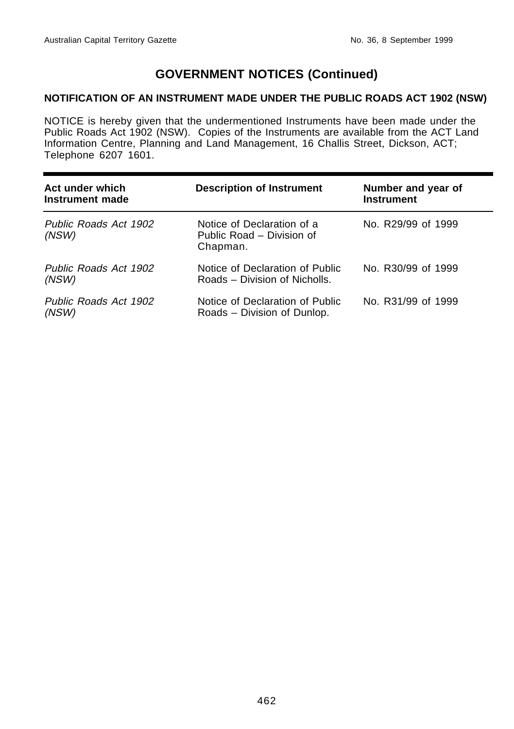# GOVERNMENT NOTICES (Continued)

## NOTIFICATION OF AN INSTRUMENT MADE UNDER THE PUBLIC ROADS ACT 1902 (NSW)

NOTICE is hereby given that the undermentioned Instruments have been made under the Public Roads Act 1902 (NSW). Copies of the Instruments are available from the ACT Land Information Centre, Planning and Land Management, 16 Challis Street, Dickson, ACT; Telephone 6207 1601.

| Act under which Instrument made | Description of Instrument | Number and year of Instrument |
| --- | --- | --- |
| *Public Roads Act 1902 (NSW)* | Notice of Declaration of a Public Road – Division of Chapman. | No. R29/99 of 1999 |
| *Public Roads Act 1902 (NSW)* | Notice of Declaration of Public Roads – Division of Nicholls. | No. R30/99 of 1999 |
| *Public Roads Act 1902 (NSW)* | Notice of Declaration of Public Roads – Division of Dunlop. | No. R31/99 of 1999 |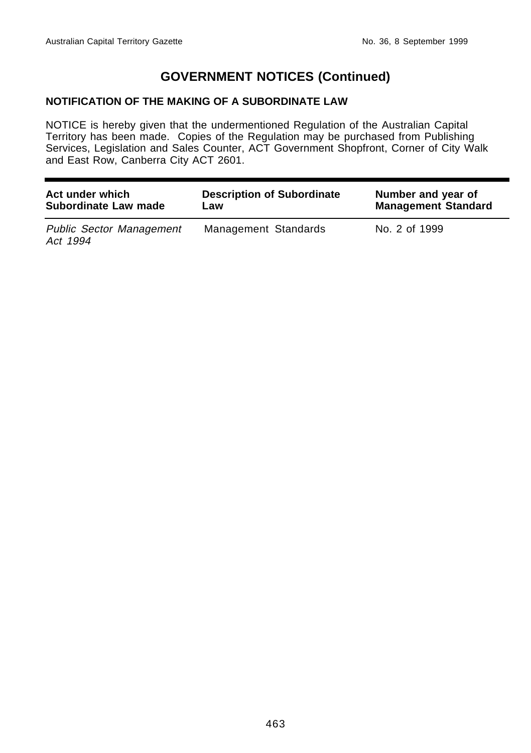# GOVERNMENT NOTICES (Continued)

## NOTIFICATION OF THE MAKING OF A SUBORDINATE LAW

NOTICE is hereby given that the undermentioned Regulation of the Australian Capital Territory has been made. Copies of the Regulation may be purchased from Publishing Services, Legislation and Sales Counter, ACT Government Shopfront, Corner of City Walk and East Row, Canberra City ACT 2601.

| Act under which Subordinate Law made | Description of Subordinate Law | Number and year of Management Standard |
|---|---|---|
| *Public Sector Management Act 1994* | Management Standards | No. 2 of 1999 |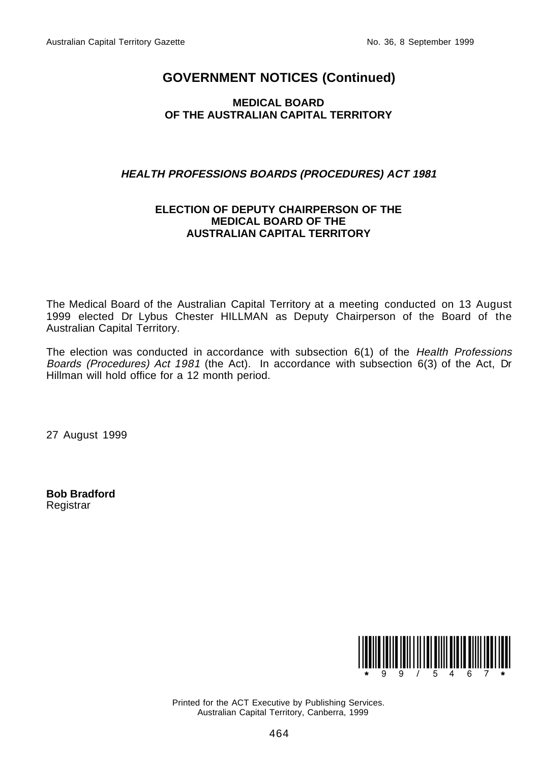# GOVERNMENT NOTICES (Continued)

## MEDICAL BOARD OF THE AUSTRALIAN CAPITAL TERRITORY

### *HEALTH PROFESSIONS BOARDS (PROCEDURES) ACT 1981*

### ELECTION OF DEPUTY CHAIRPERSON OF THE MEDICAL BOARD OF THE AUSTRALIAN CAPITAL TERRITORY

The Medical Board of the Australian Capital Territory at a meeting conducted on 13 August 1999 elected Dr Lybus Chester HILLMAN as Deputy Chairperson of the Board of the Australian Capital Territory.

The election was conducted in accordance with subsection 6(1) of the *Health Professions Boards (Procedures) Act 1981* (the Act). In accordance with subsection 6(3) of the Act, Dr Hillman will hold office for a 12 month period.

27 August 1999

**Bob Bradford**
Registrar

*99/5467*

Printed for the ACT Executive by Publishing Services.
Australian Capital Territory, Canberra, 1999